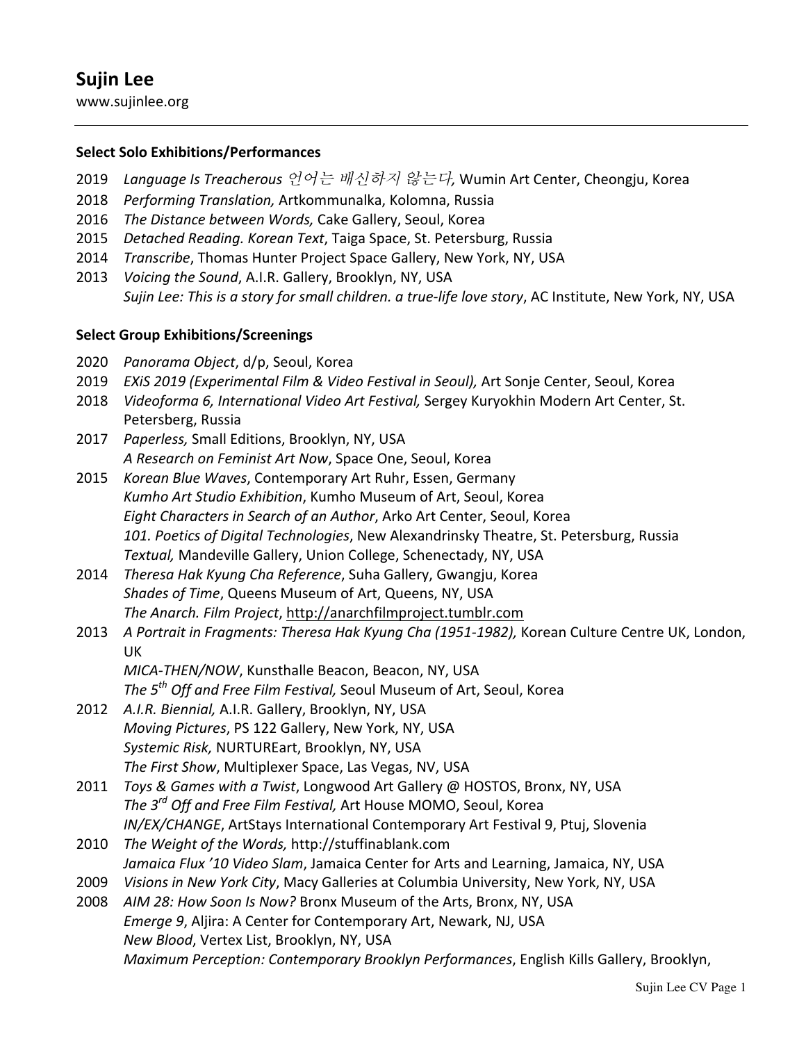# Sujin Lee

www.sujinlee.org

---

### Select Solo Exhibitions/Performances

2019 *Language Is Treacherous 언어는 배신하지 않는다,* Wumin Art Center, Cheongju, Korea
2018 *Performing Translation,* Artkommunalka, Kolomna, Russia
2016 *The Distance between Words,* Cake Gallery, Seoul, Korea
2015 *Detached Reading. Korean Text*, Taiga Space, St. Petersburg, Russia
2014 *Transcribe*, Thomas Hunter Project Space Gallery, New York, NY, USA
2013 *Voicing the Sound*, A.I.R. Gallery, Brooklyn, NY, USA
*Sujin Lee: This is a story for small children. a true-life love story*, AC Institute, New York, NY, USA

### Select Group Exhibitions/Screenings

2020 *Panorama Object*, d/p, Seoul, Korea
2019 *EXiS 2019 (Experimental Film & Video Festival in Seoul),* Art Sonje Center, Seoul, Korea
2018 *Videoforma 6, International Video Art Festival,* Sergey Kuryokhin Modern Art Center, St. Petersberg, Russia
2017 *Paperless,* Small Editions, Brooklyn, NY, USA
*A Research on Feminist Art Now*, Space One, Seoul, Korea
2015 *Korean Blue Waves*, Contemporary Art Ruhr, Essen, Germany
*Kumho Art Studio Exhibition*, Kumho Museum of Art, Seoul, Korea
*Eight Characters in Search of an Author*, Arko Art Center, Seoul, Korea
*101. Poetics of Digital Technologies*, New Alexandrinsky Theatre, St. Petersburg, Russia
*Textual,* Mandeville Gallery, Union College, Schenectady, NY, USA
2014 *Theresa Hak Kyung Cha Reference*, Suha Gallery, Gwangju, Korea
*Shades of Time*, Queens Museum of Art, Queens, NY, USA
*The Anarch. Film Project*, http://anarchfilmproject.tumblr.com
2013 *A Portrait in Fragments: Theresa Hak Kyung Cha (1951-1982),* Korean Culture Centre UK, London, UK
*MICA-THEN/NOW*, Kunsthalle Beacon, Beacon, NY, USA
*The 5th Off and Free Film Festival,* Seoul Museum of Art, Seoul, Korea
2012 *A.I.R. Biennial,* A.I.R. Gallery, Brooklyn, NY, USA
*Moving Pictures*, PS 122 Gallery, New York, NY, USA
*Systemic Risk,* NURTUREart, Brooklyn, NY, USA
*The First Show*, Multiplexer Space, Las Vegas, NV, USA
2011 *Toys & Games with a Twist*, Longwood Art Gallery @ HOSTOS, Bronx, NY, USA
*The 3rd Off and Free Film Festival,* Art House MOMO, Seoul, Korea
*IN/EX/CHANGE*, ArtStays International Contemporary Art Festival 9, Ptuj, Slovenia
2010 *The Weight of the Words,* http://stuffinablank.com
*Jamaica Flux '10 Video Slam*, Jamaica Center for Arts and Learning, Jamaica, NY, USA
2009 *Visions in New York City*, Macy Galleries at Columbia University, New York, NY, USA
2008 *AIM 28: How Soon Is Now?* Bronx Museum of the Arts, Bronx, NY, USA
*Emerge 9*, Aljira: A Center for Contemporary Art, Newark, NJ, USA
*New Blood*, Vertex List, Brooklyn, NY, USA
*Maximum Perception: Contemporary Brooklyn Performances*, English Kills Gallery, Brooklyn,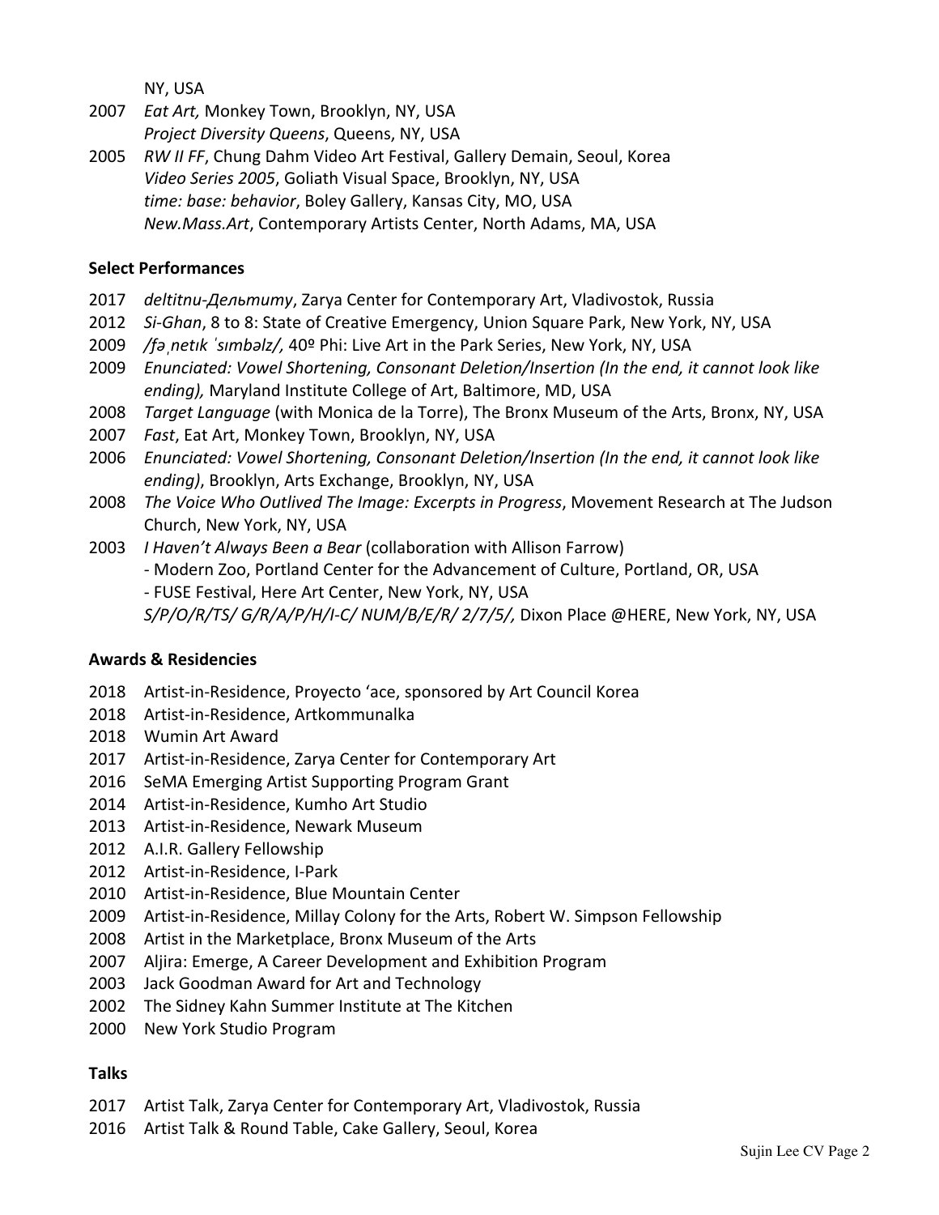NY, USA

2007 *Eat Art,* Monkey Town, Brooklyn, NY, USA
*Project Diversity Queens*, Queens, NY, USA

2005 *RW II FF*, Chung Dahm Video Art Festival, Gallery Demain, Seoul, Korea
*Video Series 2005*, Goliath Visual Space, Brooklyn, NY, USA
*time: base: behavior*, Boley Gallery, Kansas City, MO, USA
*New.Mass.Art*, Contemporary Artists Center, North Adams, MA, USA

**Select Performances**

2017 *deltitnu-Дельтиту*, Zarya Center for Contemporary Art, Vladivostok, Russia
2012 *Si-Ghan*, 8 to 8: State of Creative Emergency, Union Square Park, New York, NY, USA
2009 */fəˌnetɪk ˈsɪmbəlz/,* 40º Phi: Live Art in the Park Series, New York, NY, USA
2009 *Enunciated: Vowel Shortening, Consonant Deletion/Insertion (In the end, it cannot look like ending),* Maryland Institute College of Art, Baltimore, MD, USA
2008 *Target Language* (with Monica de la Torre), The Bronx Museum of the Arts, Bronx, NY, USA
2007 *Fast*, Eat Art, Monkey Town, Brooklyn, NY, USA
2006 *Enunciated: Vowel Shortening, Consonant Deletion/Insertion (In the end, it cannot look like ending)*, Brooklyn, Arts Exchange, Brooklyn, NY, USA
2008 *The Voice Who Outlived The Image: Excerpts in Progress*, Movement Research at The Judson Church, New York, NY, USA
2003 *I Haven't Always Been a Bear* (collaboration with Allison Farrow)
- Modern Zoo, Portland Center for the Advancement of Culture, Portland, OR, USA
- FUSE Festival, Here Art Center, New York, NY, USA

*S/P/O/R/TS/ G/R/A/P/H/I-C/ NUM/B/E/R/ 2/7/5/,* Dixon Place @HERE, New York, NY, USA

**Awards & Residencies**

2018 Artist-in-Residence, Proyecto 'ace, sponsored by Art Council Korea
2018 Artist-in-Residence, Artkommunalka
2018 Wumin Art Award
2017 Artist-in-Residence, Zarya Center for Contemporary Art
2016 SeMA Emerging Artist Supporting Program Grant
2014 Artist-in-Residence, Kumho Art Studio
2013 Artist-in-Residence, Newark Museum
2012 A.I.R. Gallery Fellowship
2012 Artist-in-Residence, I-Park
2010 Artist-in-Residence, Blue Mountain Center
2009 Artist-in-Residence, Millay Colony for the Arts, Robert W. Simpson Fellowship
2008 Artist in the Marketplace, Bronx Museum of the Arts
2007 Aljira: Emerge, A Career Development and Exhibition Program
2003 Jack Goodman Award for Art and Technology
2002 The Sidney Kahn Summer Institute at The Kitchen
2000 New York Studio Program

**Talks**

2017 Artist Talk, Zarya Center for Contemporary Art, Vladivostok, Russia
2016 Artist Talk & Round Table, Cake Gallery, Seoul, Korea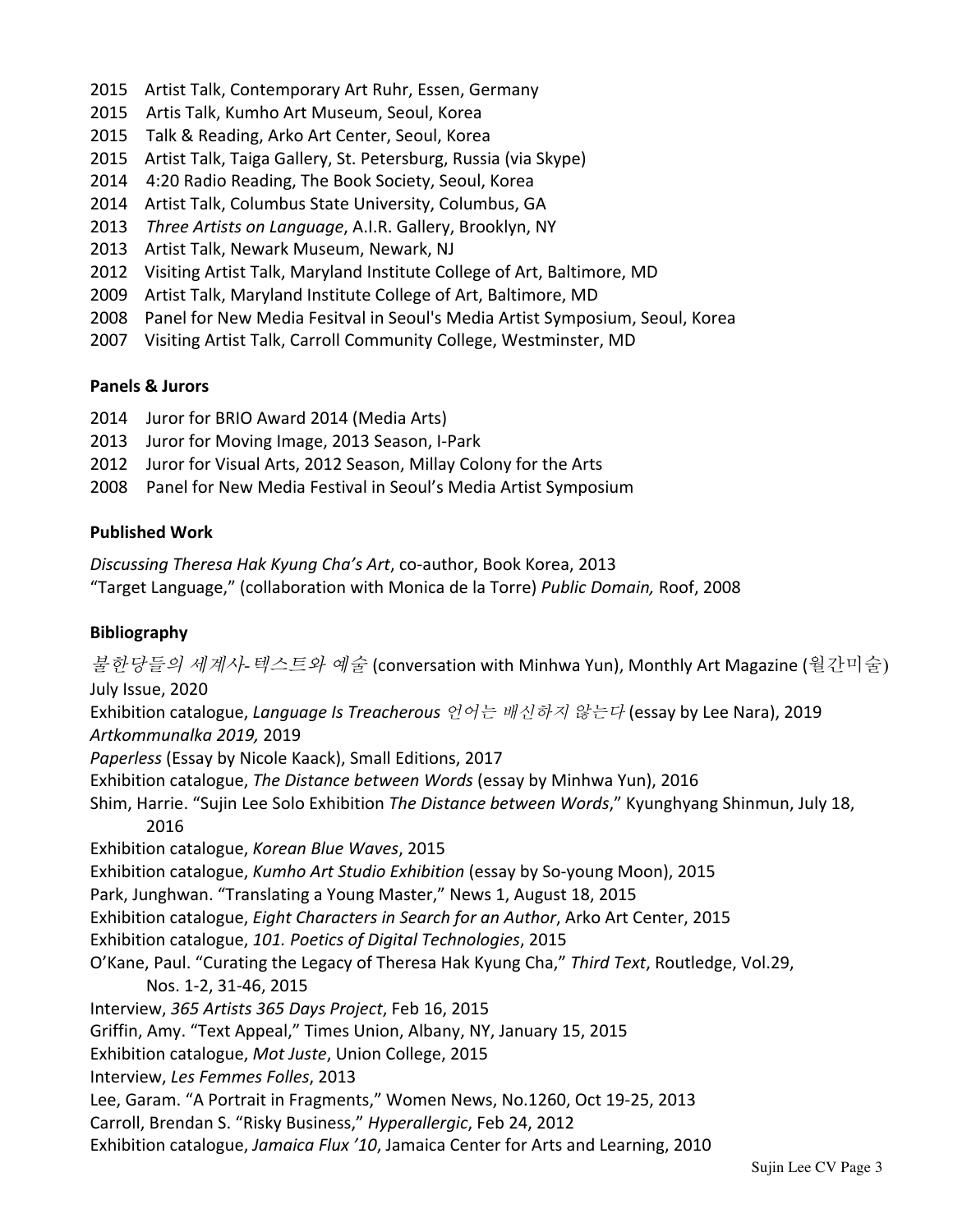2015 Artist Talk, Contemporary Art Ruhr, Essen, Germany
2015 Artis Talk, Kumho Art Museum, Seoul, Korea
2015 Talk & Reading, Arko Art Center, Seoul, Korea
2015 Artist Talk, Taiga Gallery, St. Petersburg, Russia (via Skype)
2014 4:20 Radio Reading, The Book Society, Seoul, Korea
2014 Artist Talk, Columbus State University, Columbus, GA
2013 *Three Artists on Language*, A.I.R. Gallery, Brooklyn, NY
2013 Artist Talk, Newark Museum, Newark, NJ
2012 Visiting Artist Talk, Maryland Institute College of Art, Baltimore, MD
2009 Artist Talk, Maryland Institute College of Art, Baltimore, MD
2008 Panel for New Media Fesitval in Seoul's Media Artist Symposium, Seoul, Korea
2007 Visiting Artist Talk, Carroll Community College, Westminster, MD

**Panels & Jurors**

2014 Juror for BRIO Award 2014 (Media Arts)
2013 Juror for Moving Image, 2013 Season, I-Park
2012 Juror for Visual Arts, 2012 Season, Millay Colony for the Arts
2008 Panel for New Media Festival in Seoul's Media Artist Symposium

**Published Work**

*Discussing Theresa Hak Kyung Cha's Art*, co-author, Book Korea, 2013
"Target Language," (collaboration with Monica de la Torre) *Public Domain,* Roof, 2008

**Bibliography**

*불한당들의 세계사-텍스트와 예술* (conversation with Minhwa Yun), Monthly Art Magazine (월간미술) July Issue, 2020
Exhibition catalogue, *Language Is Treacherous 언어는 배신하지 않는다* (essay by Lee Nara), 2019
*Artkommunalka 2019,* 2019
*Paperless* (Essay by Nicole Kaack), Small Editions, 2017
Exhibition catalogue, *The Distance between Words* (essay by Minhwa Yun), 2016
Shim, Harrie. "Sujin Lee Solo Exhibition *The Distance between Words*," Kyunghyang Shinmun, July 18, 2016
Exhibition catalogue, *Korean Blue Waves*, 2015
Exhibition catalogue, *Kumho Art Studio Exhibition* (essay by So-young Moon), 2015
Park, Junghwan. "Translating a Young Master," News 1, August 18, 2015
Exhibition catalogue, *Eight Characters in Search for an Author*, Arko Art Center, 2015
Exhibition catalogue, *101. Poetics of Digital Technologies*, 2015
O'Kane, Paul. "Curating the Legacy of Theresa Hak Kyung Cha," *Third Text*, Routledge, Vol.29, Nos. 1-2, 31-46, 2015
Interview, *365 Artists 365 Days Project*, Feb 16, 2015
Griffin, Amy. "Text Appeal," Times Union, Albany, NY, January 15, 2015
Exhibition catalogue, *Mot Juste*, Union College, 2015
Interview, *Les Femmes Folles*, 2013
Lee, Garam. "A Portrait in Fragments," Women News, No.1260, Oct 19-25, 2013
Carroll, Brendan S. "Risky Business," *Hyperallergic*, Feb 24, 2012
Exhibition catalogue, *Jamaica Flux '10*, Jamaica Center for Arts and Learning, 2010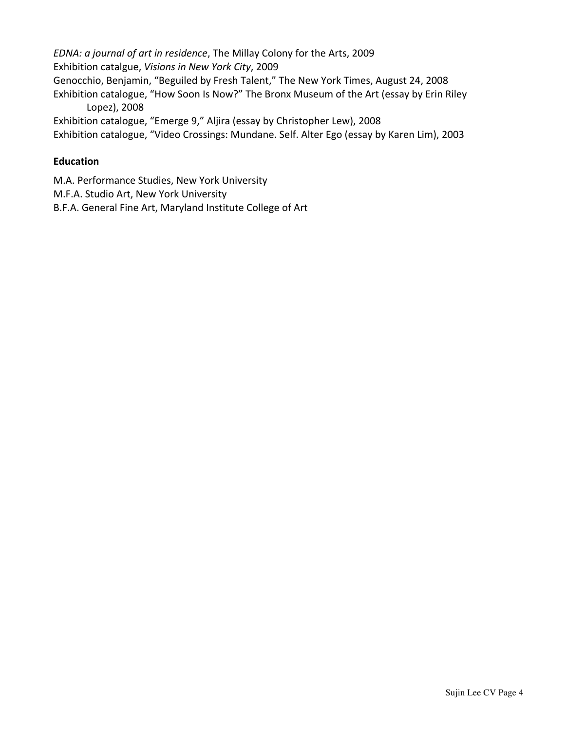*EDNA: a journal of art in residence*, The Millay Colony for the Arts, 2009
Exhibition catalgue, *Visions in New York City*, 2009
Genocchio, Benjamin, “Beguiled by Fresh Talent,” The New York Times, August 24, 2008
Exhibition catalogue, “How Soon Is Now?” The Bronx Museum of the Art (essay by Erin Riley Lopez), 2008
Exhibition catalogue, “Emerge 9,” Aljira (essay by Christopher Lew), 2008
Exhibition catalogue, “Video Crossings: Mundane. Self. Alter Ego (essay by Karen Lim), 2003

**Education**

M.A. Performance Studies, New York University
M.F.A. Studio Art, New York University
B.F.A. General Fine Art, Maryland Institute College of Art